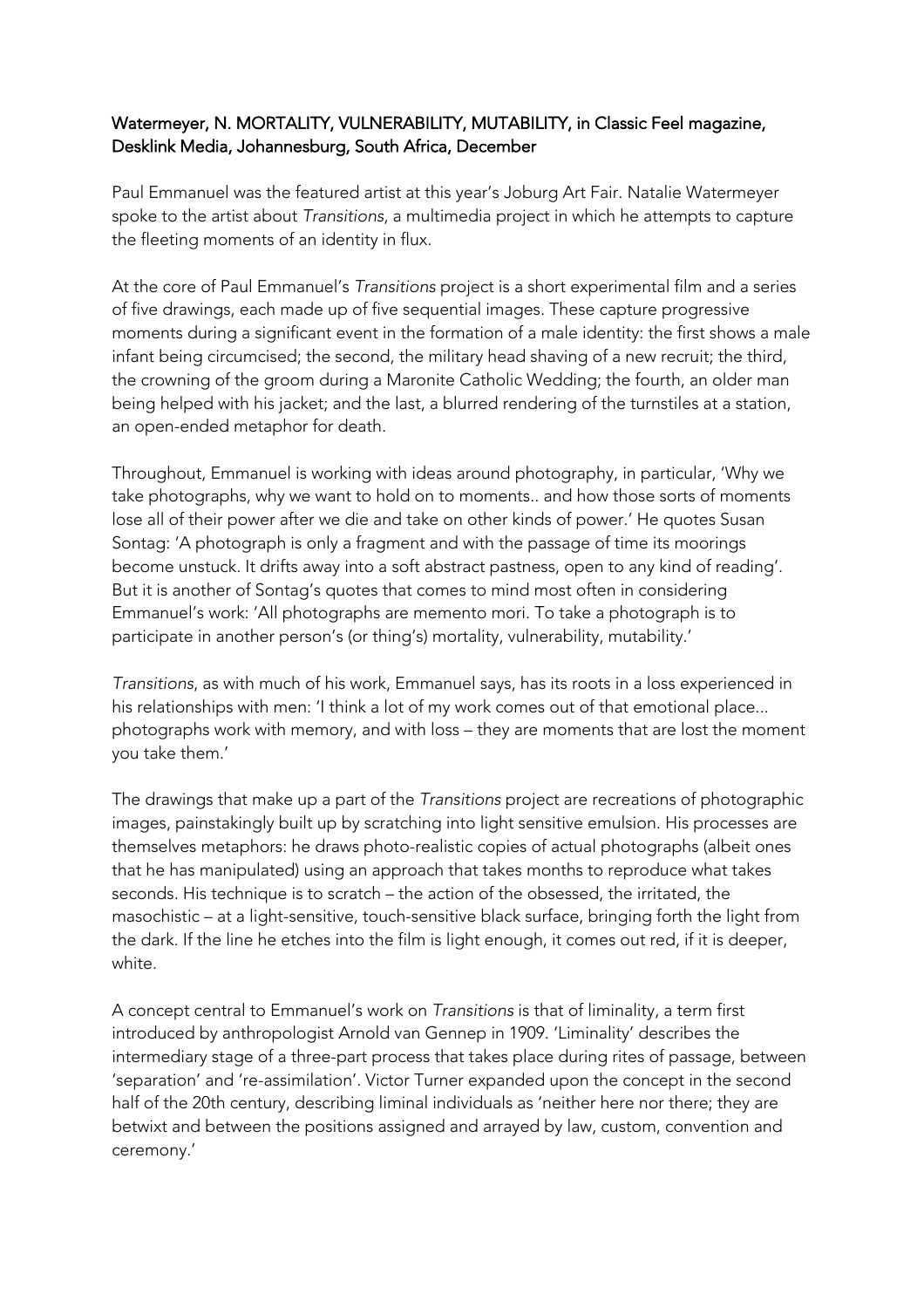Watermeyer, N. MORTALITY, VULNERABILITY, MUTABILITY, in Classic Feel magazine, Desklink Media, Johannesburg, South Africa, December

Paul Emmanuel was the featured artist at this year's Joburg Art Fair. Natalie Watermeyer spoke to the artist about *Transitions*, a multimedia project in which he attempts to capture the fleeting moments of an identity in flux.

At the core of Paul Emmanuel's *Transitions* project is a short experimental film and a series of five drawings, each made up of five sequential images. These capture progressive moments during a significant event in the formation of a male identity: the first shows a male infant being circumcised; the second, the military head shaving of a new recruit; the third, the crowning of the groom during a Maronite Catholic Wedding; the fourth, an older man being helped with his jacket; and the last, a blurred rendering of the turnstiles at a station, an open-ended metaphor for death.

Throughout, Emmanuel is working with ideas around photography, in particular, 'Why we take photographs, why we want to hold on to moments.. and how those sorts of moments lose all of their power after we die and take on other kinds of power.' He quotes Susan Sontag: 'A photograph is only a fragment and with the passage of time its moorings become unstuck. It drifts away into a soft abstract pastness, open to any kind of reading'. But it is another of Sontag's quotes that comes to mind most often in considering Emmanuel's work: 'All photographs are memento mori. To take a photograph is to participate in another person's (or thing's) mortality, vulnerability, mutability.'

*Transitions*, as with much of his work, Emmanuel says, has its roots in a loss experienced in his relationships with men: 'I think a lot of my work comes out of that emotional place... photographs work with memory, and with loss – they are moments that are lost the moment you take them.'

The drawings that make up a part of the *Transitions* project are recreations of photographic images, painstakingly built up by scratching into light sensitive emulsion. His processes are themselves metaphors: he draws photo-realistic copies of actual photographs (albeit ones that he has manipulated) using an approach that takes months to reproduce what takes seconds. His technique is to scratch – the action of the obsessed, the irritated, the masochistic – at a light-sensitive, touch-sensitive black surface, bringing forth the light from the dark. If the line he etches into the film is light enough, it comes out red, if it is deeper, white.

A concept central to Emmanuel's work on *Transitions* is that of liminality, a term first introduced by anthropologist Arnold van Gennep in 1909. 'Liminality' describes the intermediary stage of a three-part process that takes place during rites of passage, between 'separation' and 're-assimilation'. Victor Turner expanded upon the concept in the second half of the 20th century, describing liminal individuals as 'neither here nor there; they are betwixt and between the positions assigned and arrayed by law, custom, convention and ceremony.'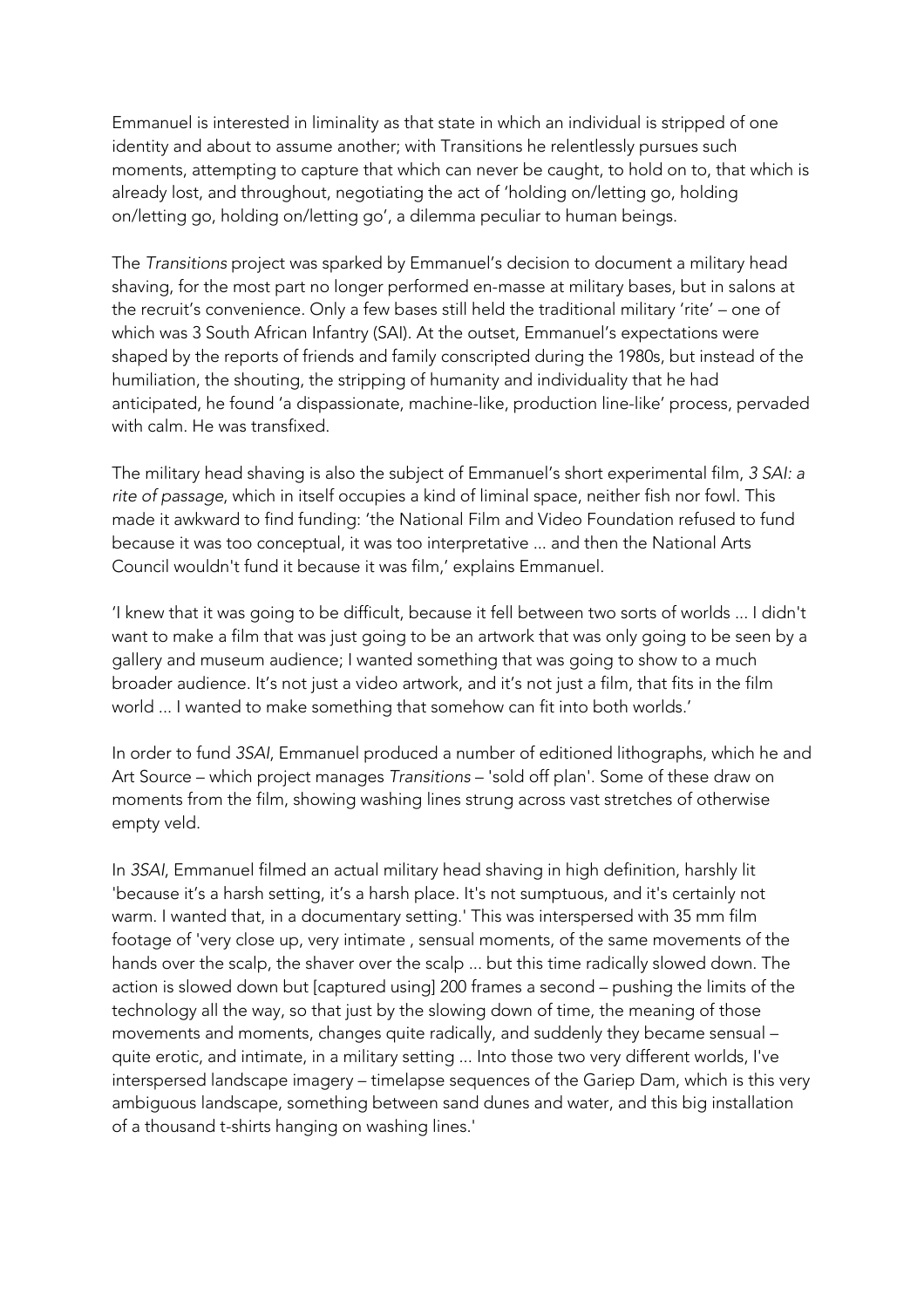Emmanuel is interested in liminality as that state in which an individual is stripped of one identity and about to assume another; with Transitions he relentlessly pursues such moments, attempting to capture that which can never be caught, to hold on to, that which is already lost, and throughout, negotiating the act of 'holding on/letting go, holding on/letting go, holding on/letting go', a dilemma peculiar to human beings.

The *Transitions* project was sparked by Emmanuel's decision to document a military head shaving, for the most part no longer performed en-masse at military bases, but in salons at the recruit's convenience. Only a few bases still held the traditional military 'rite' – one of which was 3 South African Infantry (SAI). At the outset, Emmanuel's expectations were shaped by the reports of friends and family conscripted during the 1980s, but instead of the humiliation, the shouting, the stripping of humanity and individuality that he had anticipated, he found 'a dispassionate, machine-like, production line-like' process, pervaded with calm. He was transfixed.

The military head shaving is also the subject of Emmanuel's short experimental film, *3 SAI: a rite of passage*, which in itself occupies a kind of liminal space, neither fish nor fowl. This made it awkward to find funding: 'the National Film and Video Foundation refused to fund because it was too conceptual, it was too interpretative ... and then the National Arts Council wouldn't fund it because it was film,' explains Emmanuel.

'I knew that it was going to be difficult, because it fell between two sorts of worlds ... I didn't want to make a film that was just going to be an artwork that was only going to be seen by a gallery and museum audience; I wanted something that was going to show to a much broader audience. It's not just a video artwork, and it's not just a film, that fits in the film world ... I wanted to make something that somehow can fit into both worlds.'

In order to fund *3SAI*, Emmanuel produced a number of editioned lithographs, which he and Art Source – which project manages *Transitions* – 'sold off plan'. Some of these draw on moments from the film, showing washing lines strung across vast stretches of otherwise empty veld.

In *3SAI*, Emmanuel filmed an actual military head shaving in high definition, harshly lit 'because it's a harsh setting, it's a harsh place. It's not sumptuous, and it's certainly not warm. I wanted that, in a documentary setting.' This was interspersed with 35 mm film footage of 'very close up, very intimate , sensual moments, of the same movements of the hands over the scalp, the shaver over the scalp ... but this time radically slowed down. The action is slowed down but [captured using] 200 frames a second – pushing the limits of the technology all the way, so that just by the slowing down of time, the meaning of those movements and moments, changes quite radically, and suddenly they became sensual – quite erotic, and intimate, in a military setting ... Into those two very different worlds, I've interspersed landscape imagery – timelapse sequences of the Gariep Dam, which is this very ambiguous landscape, something between sand dunes and water, and this big installation of a thousand t-shirts hanging on washing lines.'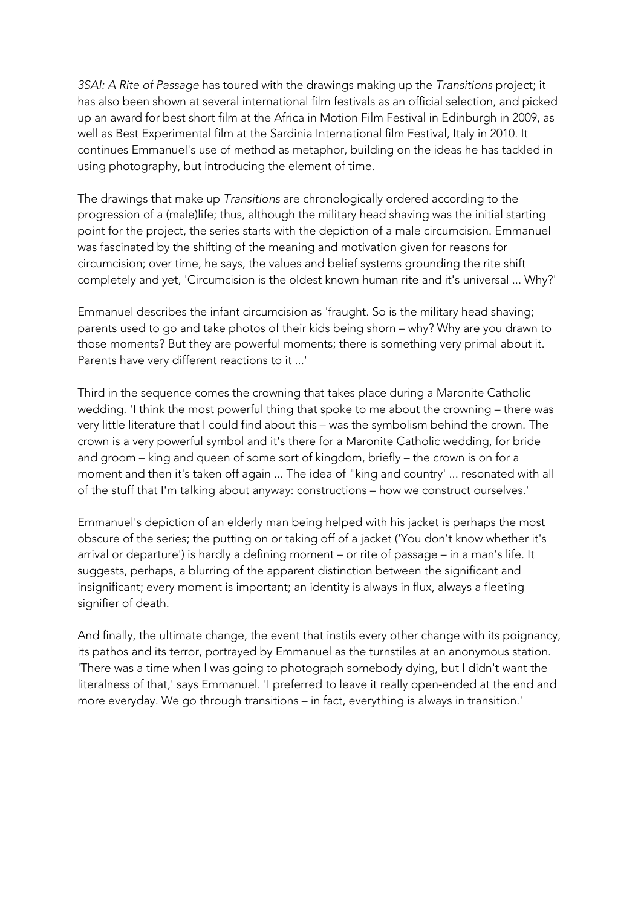*3SAI: A Rite of Passage* has toured with the drawings making up the *Transitions* project; it has also been shown at several international film festivals as an official selection, and picked up an award for best short film at the Africa in Motion Film Festival in Edinburgh in 2009, as well as Best Experimental film at the Sardinia International film Festival, Italy in 2010. It continues Emmanuel's use of method as metaphor, building on the ideas he has tackled in using photography, but introducing the element of time.

The drawings that make up *Transitions* are chronologically ordered according to the progression of a (male)life; thus, although the military head shaving was the initial starting point for the project, the series starts with the depiction of a male circumcision. Emmanuel was fascinated by the shifting of the meaning and motivation given for reasons for circumcision; over time, he says, the values and belief systems grounding the rite shift completely and yet, 'Circumcision is the oldest known human rite and it's universal ... Why?'

Emmanuel describes the infant circumcision as 'fraught. So is the military head shaving; parents used to go and take photos of their kids being shorn – why? Why are you drawn to those moments? But they are powerful moments; there is something very primal about it. Parents have very different reactions to it ...'

Third in the sequence comes the crowning that takes place during a Maronite Catholic wedding. 'I think the most powerful thing that spoke to me about the crowning – there was very little literature that I could find about this – was the symbolism behind the crown. The crown is a very powerful symbol and it's there for a Maronite Catholic wedding, for bride and groom – king and queen of some sort of kingdom, briefly – the crown is on for a moment and then it's taken off again ... The idea of "king and country' ... resonated with all of the stuff that I'm talking about anyway: constructions – how we construct ourselves.'

Emmanuel's depiction of an elderly man being helped with his jacket is perhaps the most obscure of the series; the putting on or taking off of a jacket ('You don't know whether it's arrival or departure') is hardly a defining moment – or rite of passage – in a man's life. It suggests, perhaps, a blurring of the apparent distinction between the significant and insignificant; every moment is important; an identity is always in flux, always a fleeting signifier of death.

And finally, the ultimate change, the event that instils every other change with its poignancy, its pathos and its terror, portrayed by Emmanuel as the turnstiles at an anonymous station. 'There was a time when I was going to photograph somebody dying, but I didn't want the literalness of that,' says Emmanuel. 'I preferred to leave it really open-ended at the end and more everyday. We go through transitions – in fact, everything is always in transition.'